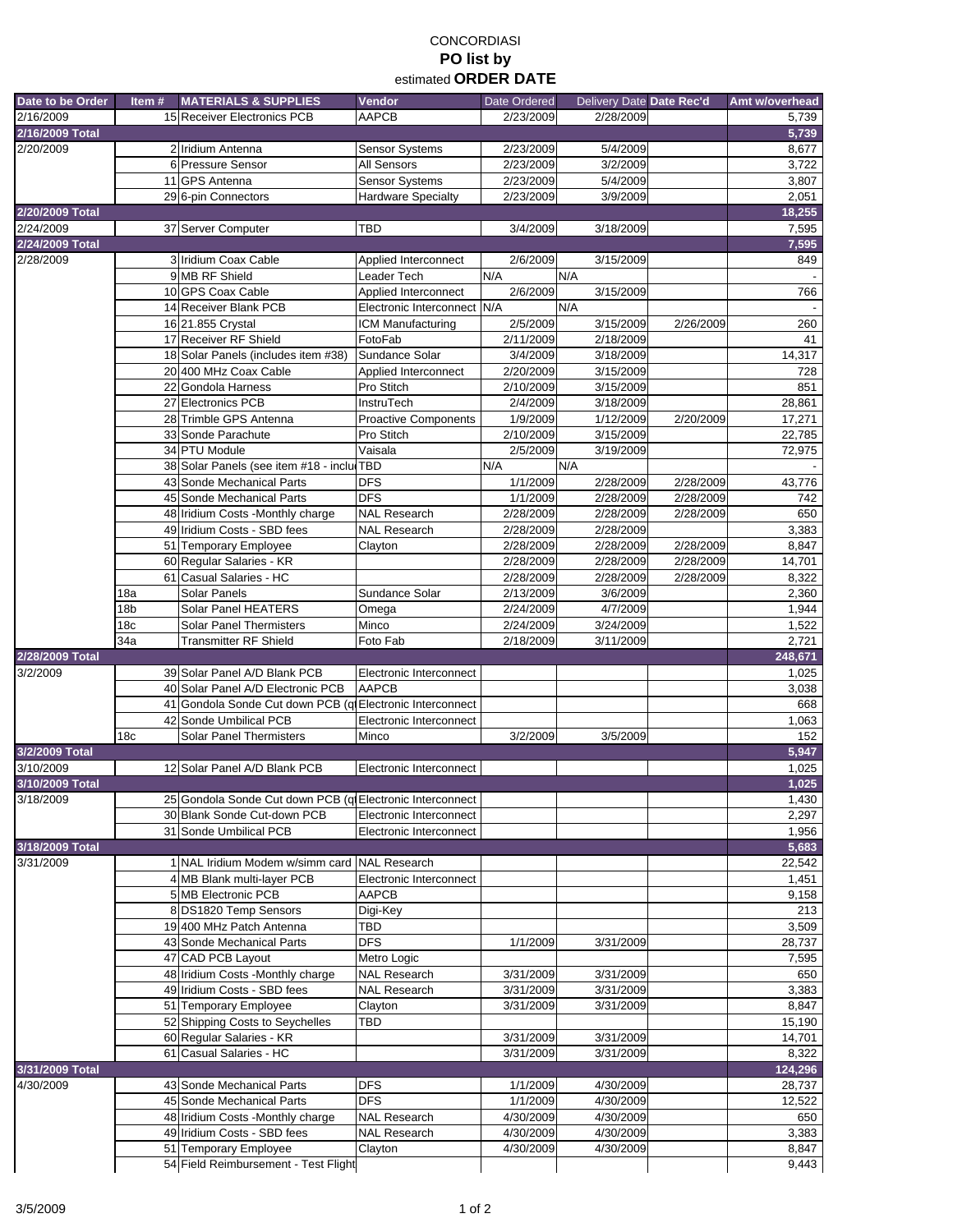CONCORDIASI

**PO list by**

estimated **ORDER DATE**

| Date to be Order | Item # | MATERIALS & SUPPLIES | Vendor | Date Ordered | Delivery Date | Date Rec'd | Amt w/overhead |
|---|---|---|---|---|---|---|---|
| 2/16/2009 | 15 | Receiver Electronics PCB | AAPCB | 2/23/2009 | 2/28/2009 | | 5,739 |
| **2/16/2009 Total** | | | | | | | **5,739** |
| 2/20/2009 | 2 | Iridium Antenna | Sensor Systems | 2/23/2009 | 5/4/2009 | | 8,677 |
| | 6 | Pressure Sensor | All Sensors | 2/23/2009 | 3/2/2009 | | 3,722 |
| | 11 | GPS Antenna | Sensor Systems | 2/23/2009 | 5/4/2009 | | 3,807 |
| | 29 | 6-pin Connectors | Hardware Specialty | 2/23/2009 | 3/9/2009 | | 2,051 |
| **2/20/2009 Total** | | | | | | | **18,255** |
| 2/24/2009 | 37 | Server Computer | TBD | 3/4/2009 | 3/18/2009 | | 7,595 |
| **2/24/2009 Total** | | | | | | | **7,595** |
| 2/28/2009 | 3 | Iridium Coax Cable | Applied Interconnect | 2/6/2009 | 3/15/2009 | | 849 |
| | 9 | MB RF Shield | Leader Tech | N/A | N/A | | - |
| | 10 | GPS Coax Cable | Applied Interconnect | 2/6/2009 | 3/15/2009 | | 766 |
| | 14 | Receiver Blank PCB | Electronic Interconnect | N/A | N/A | | - |
| | 16 | 21.855 Crystal | ICM Manufacturing | 2/5/2009 | 3/15/2009 | 2/26/2009 | 260 |
| | 17 | Receiver RF Shield | FotoFab | 2/11/2009 | 2/18/2009 | | 41 |
| | 18 | Solar Panels (includes item #38) | Sundance Solar | 3/4/2009 | 3/18/2009 | | 14,317 |
| | 20 | 400 MHz Coax Cable | Applied Interconnect | 2/20/2009 | 3/15/2009 | | 728 |
| | 22 | Gondola Harness | Pro Stitch | 2/10/2009 | 3/15/2009 | | 851 |
| | 27 | Electronics PCB | InstruTech | 2/4/2009 | 3/18/2009 | | 28,861 |
| | 28 | Trimble GPS Antenna | Proactive Components | 1/9/2009 | 1/12/2009 | 2/20/2009 | 17,271 |
| | 33 | Sonde Parachute | Pro Stitch | 2/10/2009 | 3/15/2009 | | 22,785 |
| | 34 | PTU Module | Vaisala | 2/5/2009 | 3/19/2009 | | 72,975 |
| | 38 | Solar Panels (see item #18 - inclu | TBD | N/A | N/A | | - |
| | 43 | Sonde Mechanical Parts | DFS | 1/1/2009 | 2/28/2009 | 2/28/2009 | 43,776 |
| | 45 | Sonde Mechanical Parts | DFS | 1/1/2009 | 2/28/2009 | 2/28/2009 | 742 |
| | 48 | Iridium Costs -Monthly charge | NAL Research | 2/28/2009 | 2/28/2009 | 2/28/2009 | 650 |
| | 49 | Iridium Costs - SBD fees | NAL Research | 2/28/2009 | 2/28/2009 | | 3,383 |
| | 51 | Temporary Employee | Clayton | 2/28/2009 | 2/28/2009 | 2/28/2009 | 8,847 |
| | 60 | Regular Salaries - KR | | 2/28/2009 | 2/28/2009 | 2/28/2009 | 14,701 |
| | 61 | Casual Salaries - HC | | 2/28/2009 | 2/28/2009 | 2/28/2009 | 8,322 |
| | 18a | Solar Panels | Sundance Solar | 2/13/2009 | 3/6/2009 | | 2,360 |
| | 18b | Solar Panel HEATERS | Omega | 2/24/2009 | 4/7/2009 | | 1,944 |
| | 18c | Solar Panel Thermisters | Minco | 2/24/2009 | 3/24/2009 | | 1,522 |
| | 34a | Transmitter RF Shield | Foto Fab | 2/18/2009 | 3/11/2009 | | 2,721 |
| **2/28/2009 Total** | | | | | | | **248,671** |
| 3/2/2009 | 39 | Solar Panel A/D Blank PCB | Electronic Interconnect | | | | 1,025 |
| | 40 | Solar Panel A/D Electronic PCB | AAPCB | | | | 3,038 |
| | 41 | Gondola Sonde Cut down PCB (q | Electronic Interconnect | | | | 668 |
| | 42 | Sonde Umbilical PCB | Electronic Interconnect | | | | 1,063 |
| | 18c | Solar Panel Thermisters | Minco | 3/2/2009 | 3/5/2009 | | 152 |
| **3/2/2009 Total** | | | | | | | **5,947** |
| 3/10/2009 | 12 | Solar Panel A/D Blank PCB | Electronic Interconnect | | | | 1,025 |
| **3/10/2009 Total** | | | | | | | **1,025** |
| 3/18/2009 | 25 | Gondola Sonde Cut down PCB (q | Electronic Interconnect | | | | 1,430 |
| | 30 | Blank Sonde Cut-down PCB | Electronic Interconnect | | | | 2,297 |
| | 31 | Sonde Umbilical PCB | Electronic Interconnect | | | | 1,956 |
| **3/18/2009 Total** | | | | | | | **5,683** |
| 3/31/2009 | 1 | NAL Iridium Modem w/simm card | NAL Research | | | | 22,542 |
| | 4 | MB Blank multi-layer PCB | Electronic Interconnect | | | | 1,451 |
| | 5 | MB Electronic PCB | AAPCB | | | | 9,158 |
| | 8 | DS1820 Temp Sensors | Digi-Key | | | | 213 |
| | 19 | 400 MHz Patch Antenna | TBD | | | | 3,509 |
| | 43 | Sonde Mechanical Parts | DFS | 1/1/2009 | 3/31/2009 | | 28,737 |
| | 47 | CAD PCB Layout | Metro Logic | | | | 7,595 |
| | 48 | Iridium Costs -Monthly charge | NAL Research | 3/31/2009 | 3/31/2009 | | 650 |
| | 49 | Iridium Costs - SBD fees | NAL Research | 3/31/2009 | 3/31/2009 | | 3,383 |
| | 51 | Temporary Employee | Clayton | 3/31/2009 | 3/31/2009 | | 8,847 |
| | 52 | Shipping Costs to Seychelles | TBD | | | | 15,190 |
| | 60 | Regular Salaries - KR | | 3/31/2009 | 3/31/2009 | | 14,701 |
| | 61 | Casual Salaries - HC | | 3/31/2009 | 3/31/2009 | | 8,322 |
| **3/31/2009 Total** | | | | | | | **124,296** |
| 4/30/2009 | 43 | Sonde Mechanical Parts | DFS | 1/1/2009 | 4/30/2009 | | 28,737 |
| | 45 | Sonde Mechanical Parts | DFS | 1/1/2009 | 4/30/2009 | | 12,522 |
| | 48 | Iridium Costs -Monthly charge | NAL Research | 4/30/2009 | 4/30/2009 | | 650 |
| | 49 | Iridium Costs - SBD fees | NAL Research | 4/30/2009 | 4/30/2009 | | 3,383 |
| | 51 | Temporary Employee | Clayton | 4/30/2009 | 4/30/2009 | | 8,847 |
| | 54 | Field Reimbursement - Test Flight | | | | | 9,443 |

3/5/2009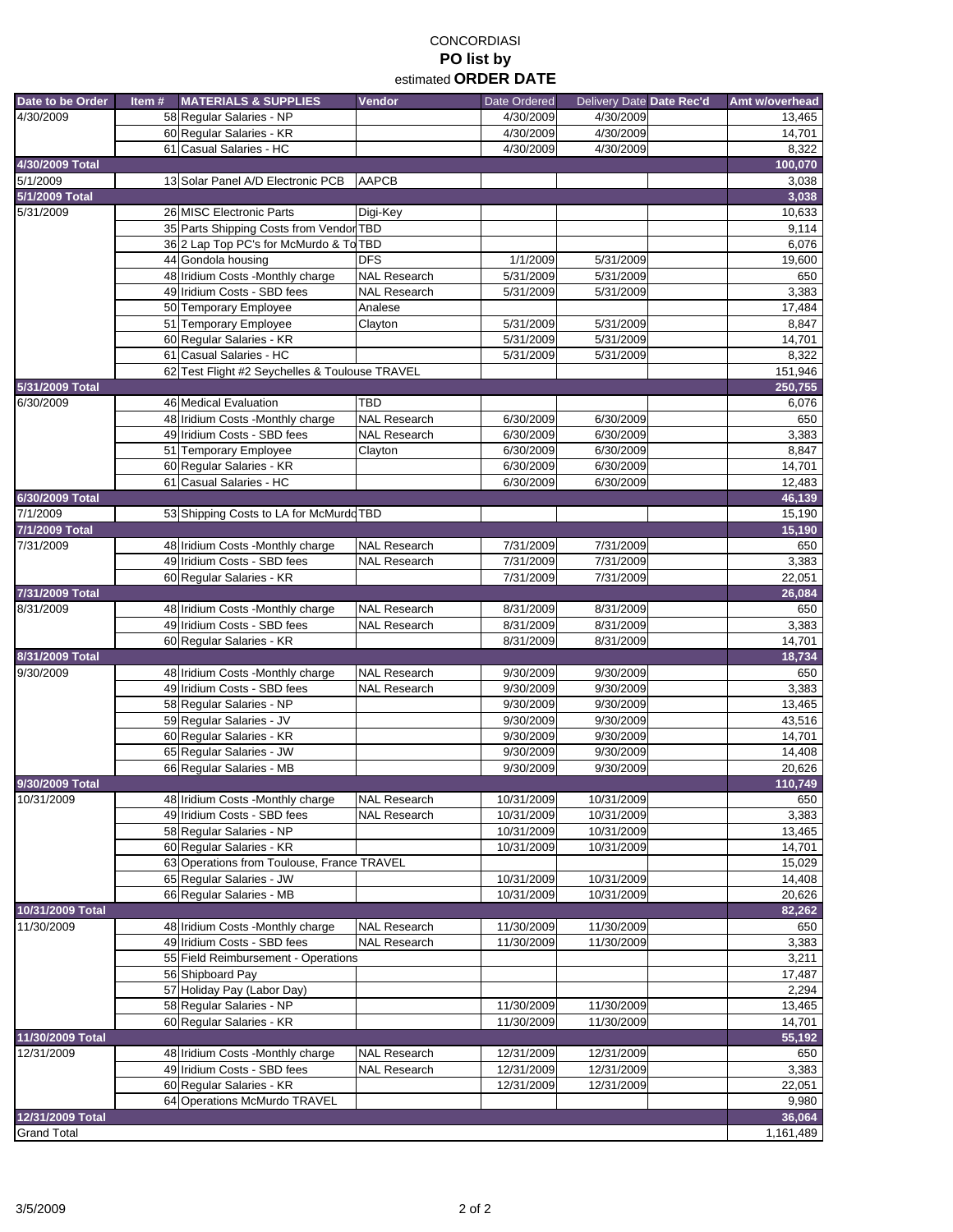CONCORDIASI
**PO list by**
estimated **ORDER DATE**

| Date to be Order | Item # | MATERIALS & SUPPLIES | Vendor | Date Ordered | Delivery Date | Date Rec'd | Amt w/overhead |
|---|---|---|---|---|---|---|---|
| 4/30/2009 | 58 | Regular Salaries - NP | | 4/30/2009 | 4/30/2009 | | 13,465 |
| | 60 | Regular Salaries - KR | | 4/30/2009 | 4/30/2009 | | 14,701 |
| | 61 | Casual Salaries - HC | | 4/30/2009 | 4/30/2009 | | 8,322 |
| **4/30/2009 Total** | | | | | | | **100,070** |
| 5/1/2009 | 13 | Solar Panel A/D Electronic PCB | AAPCB | | | | 3,038 |
| **5/1/2009 Total** | | | | | | | **3,038** |
| 5/31/2009 | 26 | MISC Electronic Parts | Digi-Key | | | | 10,633 |
| | 35 | Parts Shipping Costs from Vendor | TBD | | | | 9,114 |
| | 36 | 2 Lap Top PC's for McMurdo & To | TBD | | | | 6,076 |
| | 44 | Gondola housing | DFS | 1/1/2009 | 5/31/2009 | | 19,600 |
| | 48 | Iridium Costs -Monthly charge | NAL Research | 5/31/2009 | 5/31/2009 | | 650 |
| | 49 | Iridium Costs - SBD fees | NAL Research | 5/31/2009 | 5/31/2009 | | 3,383 |
| | 50 | Temporary Employee | Analese | | | | 17,484 |
| | 51 | Temporary Employee | Clayton | 5/31/2009 | 5/31/2009 | | 8,847 |
| | 60 | Regular Salaries - KR | | 5/31/2009 | 5/31/2009 | | 14,701 |
| | 61 | Casual Salaries - HC | | 5/31/2009 | 5/31/2009 | | 8,322 |
| | 62 | Test Flight #2 Seychelles & Toulouse | TRAVEL | | | | 151,946 |
| **5/31/2009 Total** | | | | | | | **250,755** |
| 6/30/2009 | 46 | Medical Evaluation | TBD | | | | 6,076 |
| | 48 | Iridium Costs -Monthly charge | NAL Research | 6/30/2009 | 6/30/2009 | | 650 |
| | 49 | Iridium Costs - SBD fees | NAL Research | 6/30/2009 | 6/30/2009 | | 3,383 |
| | 51 | Temporary Employee | Clayton | 6/30/2009 | 6/30/2009 | | 8,847 |
| | 60 | Regular Salaries - KR | | 6/30/2009 | 6/30/2009 | | 14,701 |
| | 61 | Casual Salaries - HC | | 6/30/2009 | 6/30/2009 | | 12,483 |
| **6/30/2009 Total** | | | | | | | **46,139** |
| 7/1/2009 | 53 | Shipping Costs to LA for McMurdo | TBD | | | | 15,190 |
| **7/1/2009 Total** | | | | | | | **15,190** |
| 7/31/2009 | 48 | Iridium Costs -Monthly charge | NAL Research | 7/31/2009 | 7/31/2009 | | 650 |
| | 49 | Iridium Costs - SBD fees | NAL Research | 7/31/2009 | 7/31/2009 | | 3,383 |
| | 60 | Regular Salaries - KR | | 7/31/2009 | 7/31/2009 | | 22,051 |
| **7/31/2009 Total** | | | | | | | **26,084** |
| 8/31/2009 | 48 | Iridium Costs -Monthly charge | NAL Research | 8/31/2009 | 8/31/2009 | | 650 |
| | 49 | Iridium Costs - SBD fees | NAL Research | 8/31/2009 | 8/31/2009 | | 3,383 |
| | 60 | Regular Salaries - KR | | 8/31/2009 | 8/31/2009 | | 14,701 |
| **8/31/2009 Total** | | | | | | | **18,734** |
| 9/30/2009 | 48 | Iridium Costs -Monthly charge | NAL Research | 9/30/2009 | 9/30/2009 | | 650 |
| | 49 | Iridium Costs - SBD fees | NAL Research | 9/30/2009 | 9/30/2009 | | 3,383 |
| | 58 | Regular Salaries - NP | | 9/30/2009 | 9/30/2009 | | 13,465 |
| | 59 | Regular Salaries - JV | | 9/30/2009 | 9/30/2009 | | 43,516 |
| | 60 | Regular Salaries - KR | | 9/30/2009 | 9/30/2009 | | 14,701 |
| | 65 | Regular Salaries - JW | | 9/30/2009 | 9/30/2009 | | 14,408 |
| | 66 | Regular Salaries - MB | | 9/30/2009 | 9/30/2009 | | 20,626 |
| **9/30/2009 Total** | | | | | | | **110,749** |
| 10/31/2009 | 48 | Iridium Costs -Monthly charge | NAL Research | 10/31/2009 | 10/31/2009 | | 650 |
| | 49 | Iridium Costs - SBD fees | NAL Research | 10/31/2009 | 10/31/2009 | | 3,383 |
| | 58 | Regular Salaries - NP | | 10/31/2009 | 10/31/2009 | | 13,465 |
| | 60 | Regular Salaries - KR | | 10/31/2009 | 10/31/2009 | | 14,701 |
| | 63 | Operations from Toulouse, France | TRAVEL | | | | 15,029 |
| | 65 | Regular Salaries - JW | | 10/31/2009 | 10/31/2009 | | 14,408 |
| | 66 | Regular Salaries - MB | | 10/31/2009 | 10/31/2009 | | 20,626 |
| **10/31/2009 Total** | | | | | | | **82,262** |
| 11/30/2009 | 48 | Iridium Costs -Monthly charge | NAL Research | 11/30/2009 | 11/30/2009 | | 650 |
| | 49 | Iridium Costs - SBD fees | NAL Research | 11/30/2009 | 11/30/2009 | | 3,383 |
| | 55 | Field Reimbursement - Operations | | | | | 3,211 |
| | 56 | Shipboard Pay | | | | | 17,487 |
| | 57 | Holiday Pay (Labor Day) | | | | | 2,294 |
| | 58 | Regular Salaries - NP | | 11/30/2009 | 11/30/2009 | | 13,465 |
| | 60 | Regular Salaries - KR | | 11/30/2009 | 11/30/2009 | | 14,701 |
| **11/30/2009 Total** | | | | | | | **55,192** |
| 12/31/2009 | 48 | Iridium Costs -Monthly charge | NAL Research | 12/31/2009 | 12/31/2009 | | 650 |
| | 49 | Iridium Costs - SBD fees | NAL Research | 12/31/2009 | 12/31/2009 | | 3,383 |
| | 60 | Regular Salaries - KR | | 12/31/2009 | 12/31/2009 | | 22,051 |
| | 64 | Operations McMurdo | TRAVEL | | | | 9,980 |
| **12/31/2009 Total** | | | | | | | **36,064** |
| Grand Total | | | | | | | 1,161,489 |

3/5/2009